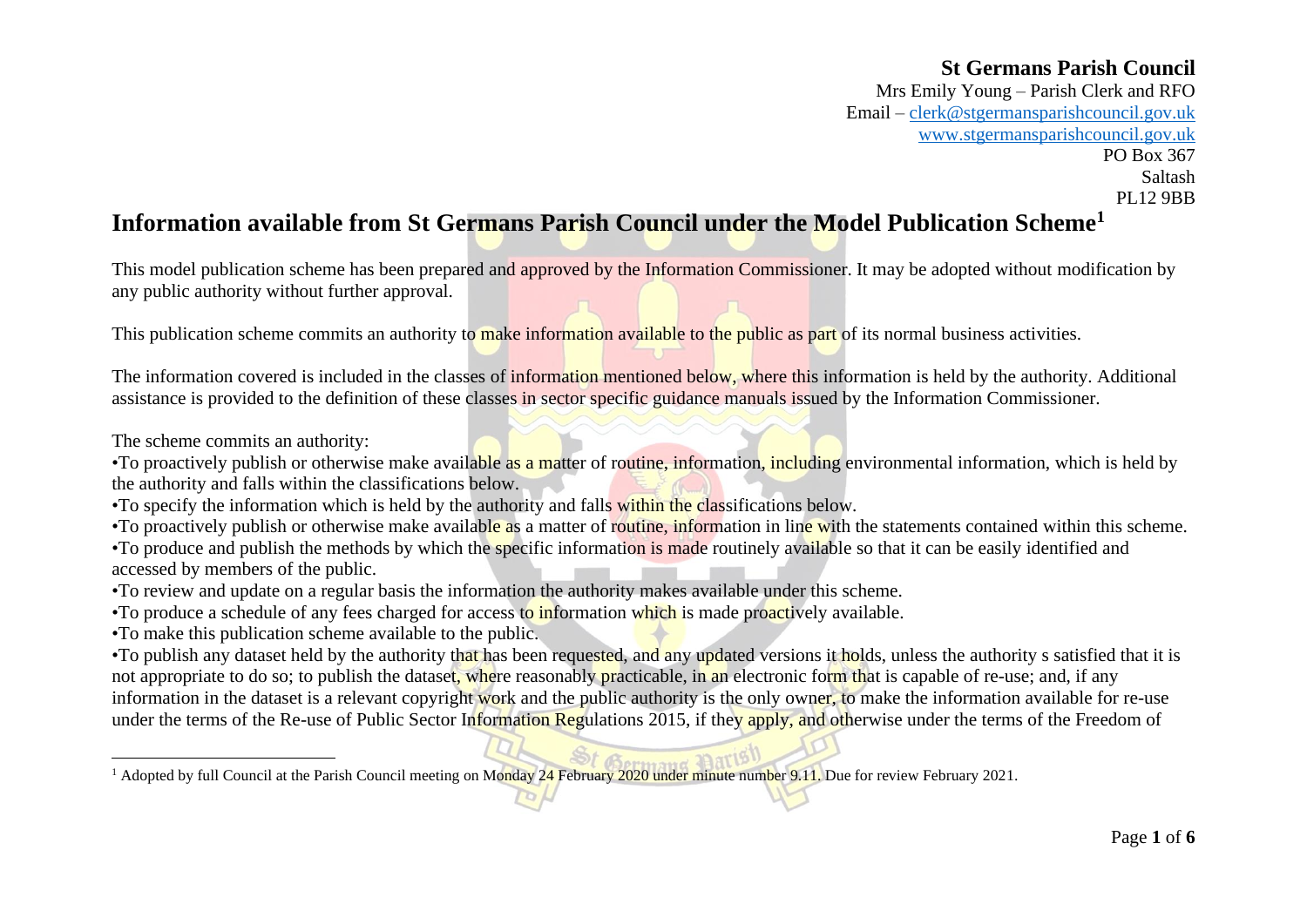**St Germans Parish Council**
Mrs Emily Young – Parish Clerk and RFO
Email – clerk@stgermansparishcouncil.gov.uk
www.stgermansparishcouncil.gov.uk
PO Box 367
Saltash
PL12 9BB

# Information available from St Germans Parish Council under the Model Publication Scheme[1]

This model publication scheme has been prepared and approved by the Information Commissioner. It may be adopted without modification by any public authority without further approval.

This publication scheme commits an authority to make information available to the public as part of its normal business activities.

The information covered is included in the classes of information mentioned below, where this information is held by the authority. Additional assistance is provided to the definition of these classes in sector specific guidance manuals issued by the Information Commissioner.

The scheme commits an authority:

•To proactively publish or otherwise make available as a matter of routine, information, including environmental information, which is held by the authority and falls within the classifications below.
•To specify the information which is held by the authority and falls within the classifications below.
•To proactively publish or otherwise make available as a matter of routine, information in line with the statements contained within this scheme.
•To produce and publish the methods by which the specific information is made routinely available so that it can be easily identified and accessed by members of the public.
•To review and update on a regular basis the information the authority makes available under this scheme.
•To produce a schedule of any fees charged for access to information which is made proactively available.
•To make this publication scheme available to the public.
•To publish any dataset held by the authority that has been requested, and any updated versions it holds, unless the authority s satisfied that it is not appropriate to do so; to publish the dataset, where reasonably practicable, in an electronic form that is capable of re-use; and, if any information in the dataset is a relevant copyright work and the public authority is the only owner, to make the information available for re-use under the terms of the Re-use of Public Sector Information Regulations 2015, if they apply, and otherwise under the terms of the Freedom of

[1] Adopted by full Council at the Parish Council meeting on Monday 24 February 2020 under minute number 9.11. Due for review February 2021.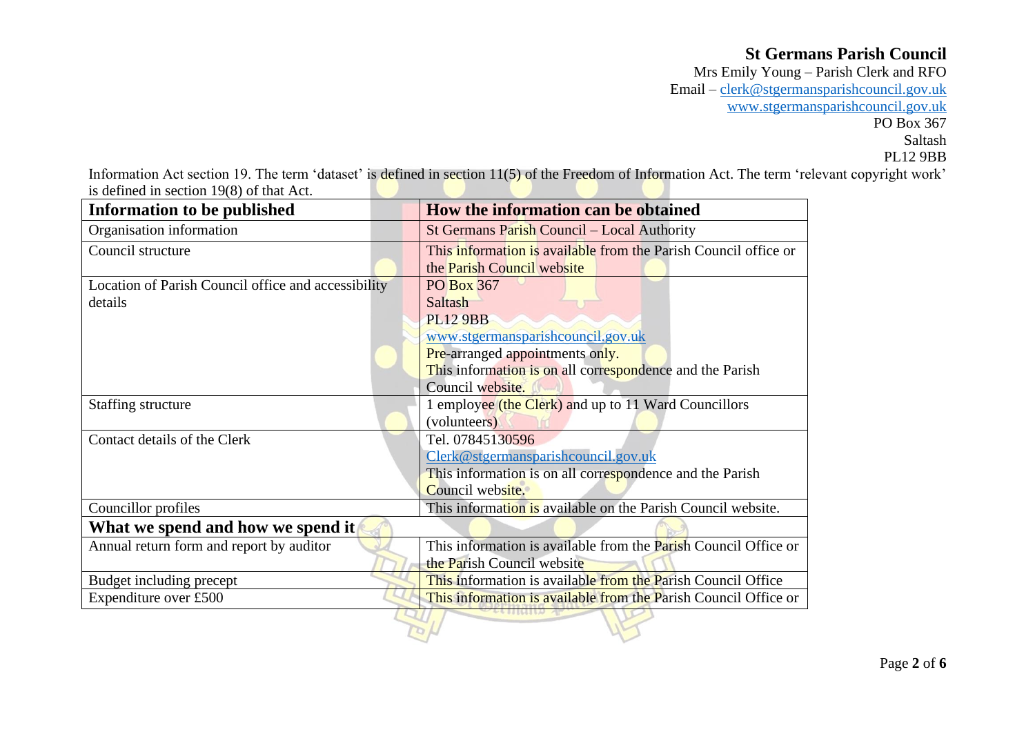**St Germans Parish Council**
Mrs Emily Young – Parish Clerk and RFO
Email – clerk@stgermansparishcouncil.gov.uk
www.stgermansparishcouncil.gov.uk
PO Box 367
Saltash
PL12 9BB

Information Act section 19. The term 'dataset' is defined in section 11(5) of the Freedom of Information Act. The term 'relevant copyright work' is defined in section 19(8) of that Act.

| **Information to be published** | **How the information can be obtained** |
|---|---|
| Organisation information | St Germans Parish Council – Local Authority |
| Council structure | This information is available from the Parish Council office or the Parish Council website |
| Location of Parish Council office and accessibility details | PO Box 367<br>Saltash<br>PL12 9BB<br>www.stgermansparishcouncil.gov.uk<br>Pre-arranged appointments only.<br>This information is on all correspondence and the Parish Council website. |
| Staffing structure | 1 employee (the Clerk) and up to 11 Ward Councillors (volunteers) |
| Contact details of the Clerk | Tel. 07845130596<br>Clerk@stgermansparishcouncil.gov.uk<br>This information is on all correspondence and the Parish Council website. |
| Councillor profiles | This information is available on the Parish Council website. |
| **What we spend and how we spend it** | |
| Annual return form and report by auditor | This information is available from the Parish Council Office or the Parish Council website |
| Budget including precept | This information is available from the Parish Council Office |
| Expenditure over £500 | This information is available from the Parish Council Office or |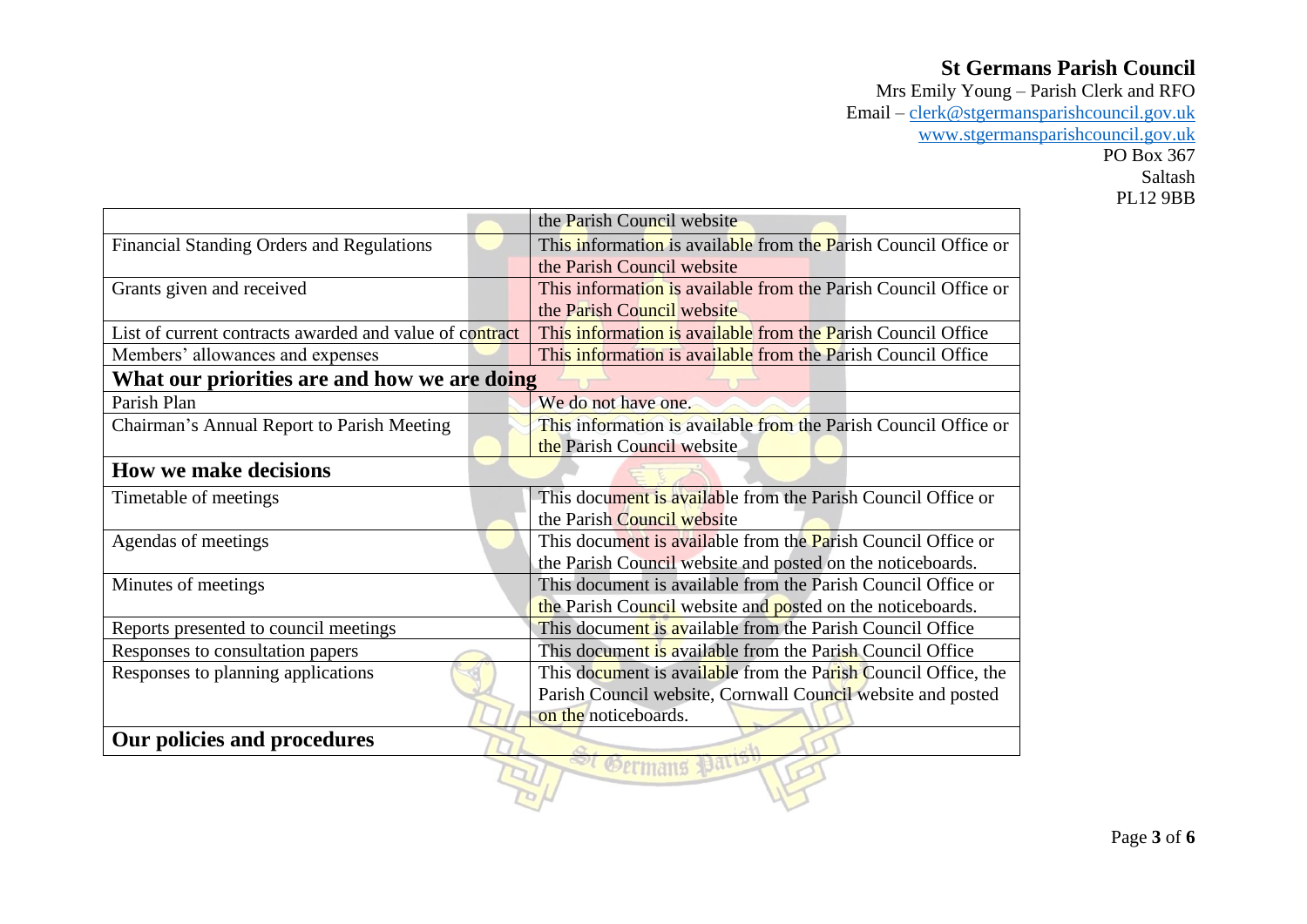**St Germans Parish Council**
Mrs Emily Young – Parish Clerk and RFO
Email – clerk@stgermansparishcouncil.gov.uk
www.stgermansparishcouncil.gov.uk
PO Box 367
Saltash
PL12 9BB

| | |
|---|---|
| | the Parish Council website |
| Financial Standing Orders and Regulations | This information is available from the Parish Council Office or the Parish Council website |
| Grants given and received | This information is available from the Parish Council Office or the Parish Council website |
| List of current contracts awarded and value of contract | This information is available from the Parish Council Office |
| Members' allowances and expenses | This information is available from the Parish Council Office |
| **What our priorities are and how we are doing** | |
| Parish Plan | We do not have one. |
| Chairman's Annual Report to Parish Meeting | This information is available from the Parish Council Office or the Parish Council website |
| **How we make decisions** | |
| Timetable of meetings | This document is available from the Parish Council Office or the Parish Council website |
| Agendas of meetings | This document is available from the Parish Council Office or the Parish Council website and posted on the noticeboards. |
| Minutes of meetings | This document is available from the Parish Council Office or the Parish Council website and posted on the noticeboards. |
| Reports presented to council meetings | This document is available from the Parish Council Office |
| Responses to consultation papers | This document is available from the Parish Council Office |
| Responses to planning applications | This document is available from the Parish Council Office, the Parish Council website, Cornwall Council website and posted on the noticeboards. |
| **Our policies and procedures** | |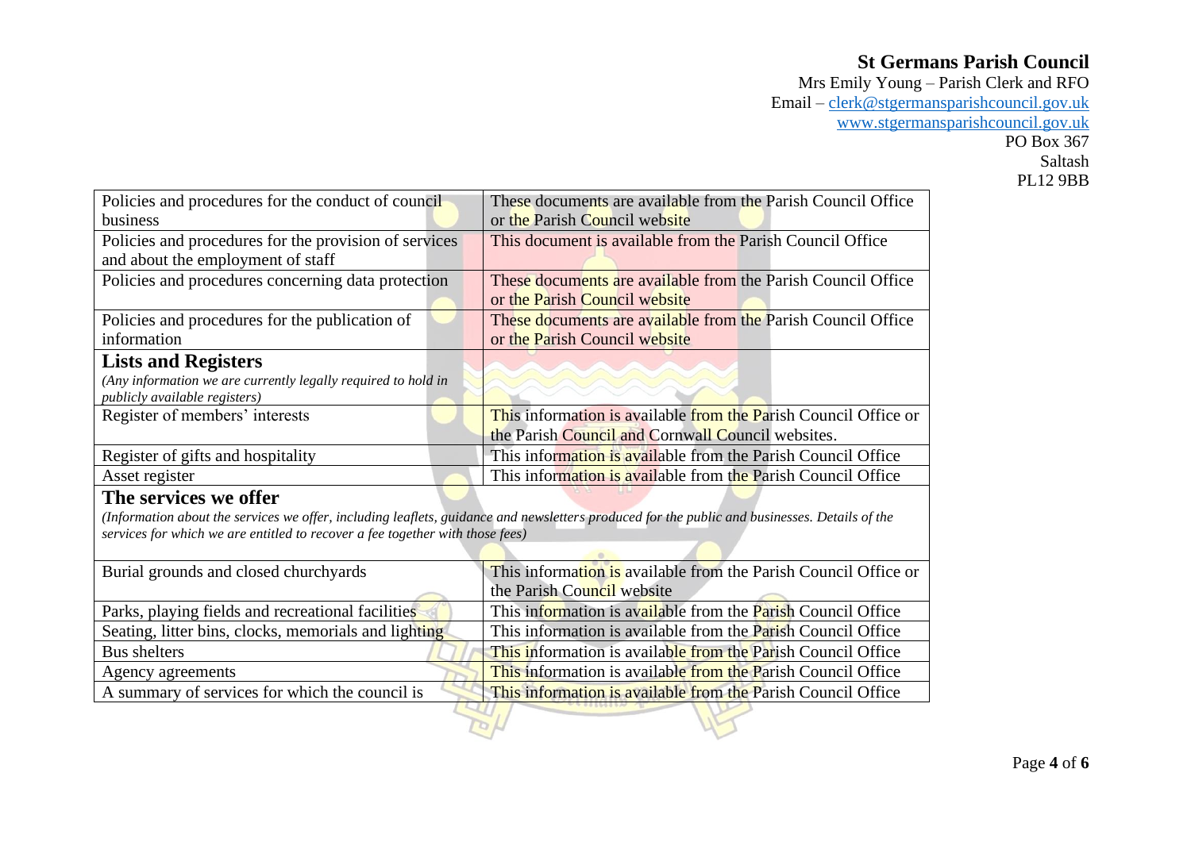**St Germans Parish Council**
Mrs Emily Young – Parish Clerk and RFO
Email – clerk@stgermansparishcouncil.gov.uk
www.stgermansparishcouncil.gov.uk
PO Box 367
Saltash
PL12 9BB

| | |
|---|---|
| Policies and procedures for the conduct of council business | These documents are available from the Parish Council Office or the Parish Council website |
| Policies and procedures for the provision of services and about the employment of staff | This document is available from the Parish Council Office |
| Policies and procedures concerning data protection | These documents are available from the Parish Council Office or the Parish Council website |
| Policies and procedures for the publication of information | These documents are available from the Parish Council Office or the Parish Council website |
| **Lists and Registers**<br>*(Any information we are currently legally required to hold in publicly available registers)* | |
| Register of members' interests | This information is available from the Parish Council Office or the Parish Council and Cornwall Council websites. |
| Register of gifts and hospitality | This information is available from the Parish Council Office |
| Asset register | This information is available from the Parish Council Office |

## The services we offer

*(Information about the services we offer, including leaflets, guidance and newsletters produced for the public and businesses. Details of the services for which we are entitled to recover a fee together with those fees)*

| | |
|---|---|
| Burial grounds and closed churchyards | This information is available from the Parish Council Office or the Parish Council website |
| Parks, playing fields and recreational facilities | This information is available from the Parish Council Office |
| Seating, litter bins, clocks, memorials and lighting | This information is available from the Parish Council Office |
| Bus shelters | This information is available from the Parish Council Office |
| Agency agreements | This information is available from the Parish Council Office |
| A summary of services for which the council is | This information is available from the Parish Council Office |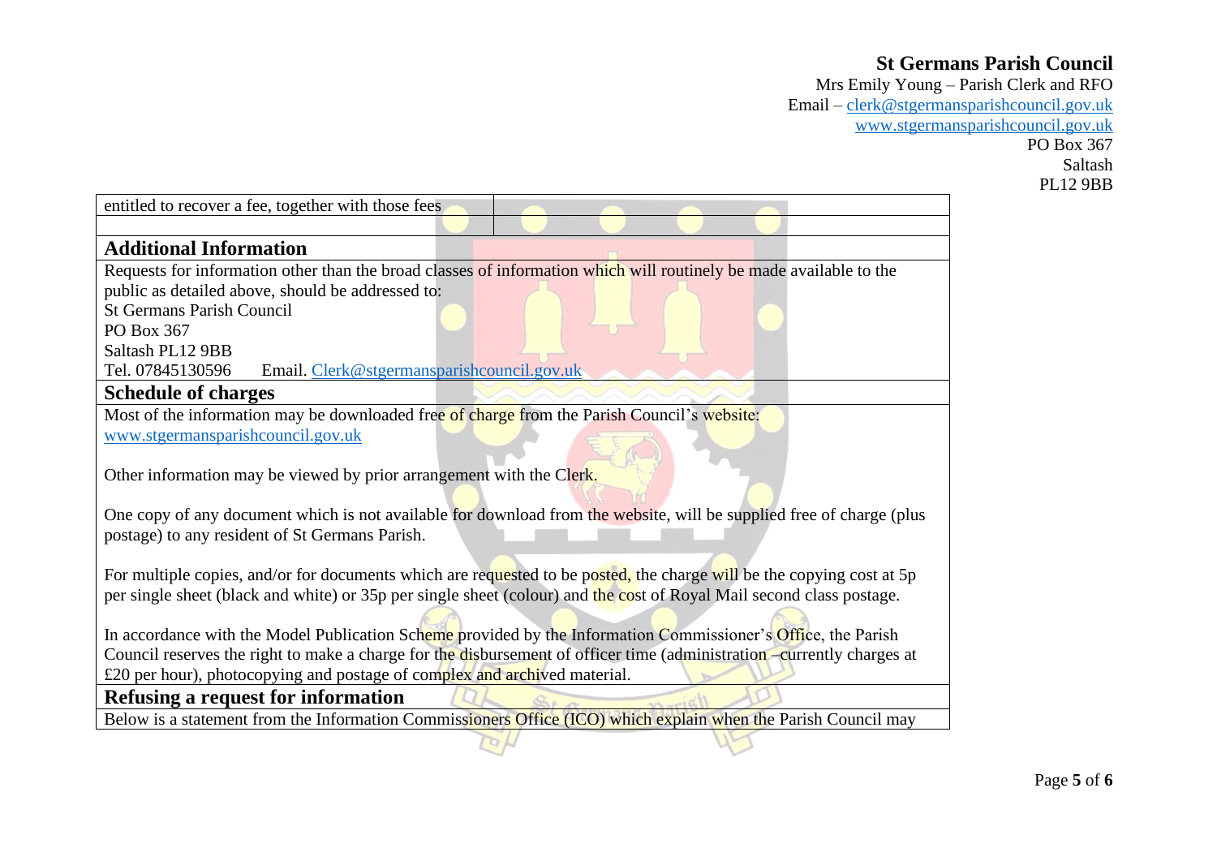| entitled to recover a fee, together with those fees | |
|---|---|
| | |

## Additional Information

Requests for information other than the broad classes of information which will routinely be made available to the public as detailed above, should be addressed to:
St Germans Parish Council
PO Box 367
Saltash PL12 9BB
Tel. 07845130596    Email. Clerk@stgermansparishcouncil.gov.uk

## Schedule of charges

Most of the information may be downloaded free of charge from the Parish Council's website: www.stgermansparishcouncil.gov.uk

Other information may be viewed by prior arrangement with the Clerk.

One copy of any document which is not available for download from the website, will be supplied free of charge (plus postage) to any resident of St Germans Parish.

For multiple copies, and/or for documents which are requested to be posted, the charge will be the copying cost at 5p per single sheet (black and white) or 35p per single sheet (colour) and the cost of Royal Mail second class postage.

In accordance with the Model Publication Scheme provided by the Information Commissioner's Office, the Parish Council reserves the right to make a charge for the disbursement of officer time (administration –currently charges at £20 per hour), photocopying and postage of complex and archived material.

## Refusing a request for information

Below is a statement from the Information Commissioners Office (ICO) which explain when the Parish Council may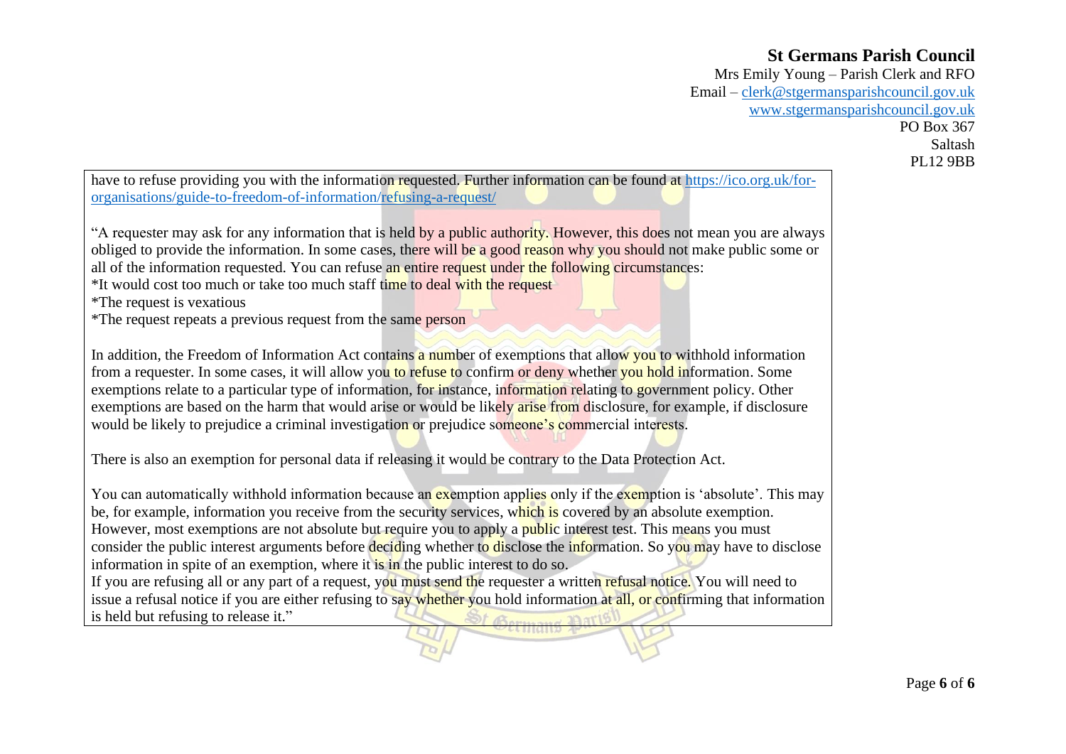**St Germans Parish Council**
Mrs Emily Young – Parish Clerk and RFO
Email – clerk@stgermansparishcouncil.gov.uk
www.stgermansparishcouncil.gov.uk
PO Box 367
Saltash
PL12 9BB

have to refuse providing you with the information requested. Further information can be found at https://ico.org.uk/for-organisations/guide-to-freedom-of-information/refusing-a-request/

"A requester may ask for any information that is held by a public authority. However, this does not mean you are always obliged to provide the information. In some cases, there will be a good reason why you should not make public some or all of the information requested. You can refuse an entire request under the following circumstances:
*It would cost too much or take too much staff time to deal with the request
*The request is vexatious
*The request repeats a previous request from the same person

In addition, the Freedom of Information Act contains a number of exemptions that allow you to withhold information from a requester. In some cases, it will allow you to refuse to confirm or deny whether you hold information. Some exemptions relate to a particular type of information, for instance, information relating to government policy. Other exemptions are based on the harm that would arise or would be likely arise from disclosure, for example, if disclosure would be likely to prejudice a criminal investigation or prejudice someone's commercial interests.

There is also an exemption for personal data if releasing it would be contrary to the Data Protection Act.

You can automatically withhold information because an exemption applies only if the exemption is 'absolute'. This may be, for example, information you receive from the security services, which is covered by an absolute exemption. However, most exemptions are not absolute but require you to apply a public interest test. This means you must consider the public interest arguments before deciding whether to disclose the information. So you may have to disclose information in spite of an exemption, where it is in the public interest to do so.
If you are refusing all or any part of a request, you must send the requester a written refusal notice. You will need to issue a refusal notice if you are either refusing to say whether you hold information at all, or confirming that information is held but refusing to release it."